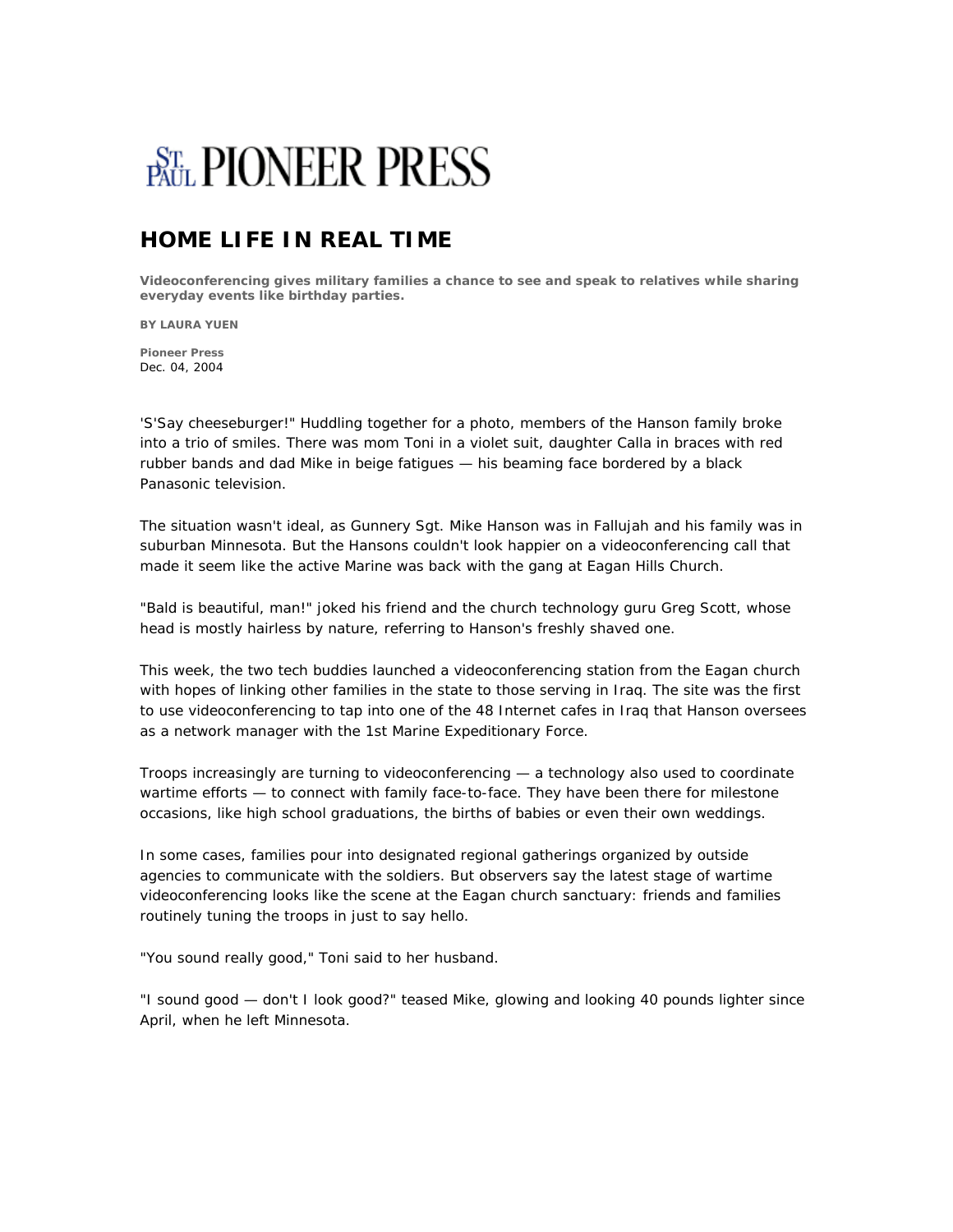# ST. PAUL PIONEER PRESS

## HOME LIFE IN REAL TIME

**Videoconferencing gives military families a chance to see and speak to relatives while sharing everyday events like birthday parties.**

**BY LAURA YUEN**

**Pioneer Press**
Dec. 04, 2004

'S'Say cheeseburger!" Huddling together for a photo, members of the Hanson family broke into a trio of smiles. There was mom Toni in a violet suit, daughter Calla in braces with red rubber bands and dad Mike in beige fatigues — his beaming face bordered by a black Panasonic television.

The situation wasn't ideal, as Gunnery Sgt. Mike Hanson was in Fallujah and his family was in suburban Minnesota. But the Hansons couldn't look happier on a videoconferencing call that made it seem like the active Marine was back with the gang at Eagan Hills Church.

"Bald is beautiful, man!" joked his friend and the church technology guru Greg Scott, whose head is mostly hairless by nature, referring to Hanson's freshly shaved one.

This week, the two tech buddies launched a videoconferencing station from the Eagan church with hopes of linking other families in the state to those serving in Iraq. The site was the first to use videoconferencing to tap into one of the 48 Internet cafes in Iraq that Hanson oversees as a network manager with the 1st Marine Expeditionary Force.

Troops increasingly are turning to videoconferencing — a technology also used to coordinate wartime efforts — to connect with family face-to-face. They have been there for milestone occasions, like high school graduations, the births of babies or even their own weddings.

In some cases, families pour into designated regional gatherings organized by outside agencies to communicate with the soldiers. But observers say the latest stage of wartime videoconferencing looks like the scene at the Eagan church sanctuary: friends and families routinely tuning the troops in just to say hello.

"You sound really good," Toni said to her husband.

"I sound good — don't I look good?" teased Mike, glowing and looking 40 pounds lighter since April, when he left Minnesota.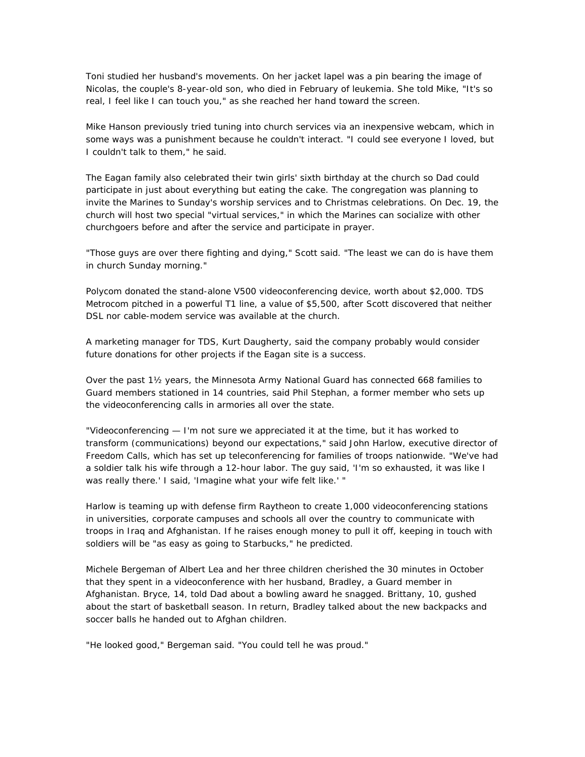Toni studied her husband's movements. On her jacket lapel was a pin bearing the image of Nicolas, the couple's 8-year-old son, who died in February of leukemia. She told Mike, "It's so real, I feel like I can touch you," as she reached her hand toward the screen.

Mike Hanson previously tried tuning into church services via an inexpensive webcam, which in some ways was a punishment because he couldn't interact. "I could see everyone I loved, but I couldn't talk to them," he said.

The Eagan family also celebrated their twin girls' sixth birthday at the church so Dad could participate in just about everything but eating the cake. The congregation was planning to invite the Marines to Sunday's worship services and to Christmas celebrations. On Dec. 19, the church will host two special "virtual services," in which the Marines can socialize with other churchgoers before and after the service and participate in prayer.

"Those guys are over there fighting and dying," Scott said. "The least we can do is have them in church Sunday morning."

Polycom donated the stand-alone V500 videoconferencing device, worth about $2,000. TDS Metrocom pitched in a powerful T1 line, a value of $5,500, after Scott discovered that neither DSL nor cable-modem service was available at the church.

A marketing manager for TDS, Kurt Daugherty, said the company probably would consider future donations for other projects if the Eagan site is a success.

Over the past 1½ years, the Minnesota Army National Guard has connected 668 families to Guard members stationed in 14 countries, said Phil Stephan, a former member who sets up the videoconferencing calls in armories all over the state.

"Videoconferencing — I'm not sure we appreciated it at the time, but it has worked to transform (communications) beyond our expectations," said John Harlow, executive director of Freedom Calls, which has set up teleconferencing for families of troops nationwide. "We've had a soldier talk his wife through a 12-hour labor. The guy said, 'I'm so exhausted, it was like I was really there.' I said, 'Imagine what your wife felt like.' "

Harlow is teaming up with defense firm Raytheon to create 1,000 videoconferencing stations in universities, corporate campuses and schools all over the country to communicate with troops in Iraq and Afghanistan. If he raises enough money to pull it off, keeping in touch with soldiers will be "as easy as going to Starbucks," he predicted.

Michele Bergeman of Albert Lea and her three children cherished the 30 minutes in October that they spent in a videoconference with her husband, Bradley, a Guard member in Afghanistan. Bryce, 14, told Dad about a bowling award he snagged. Brittany, 10, gushed about the start of basketball season. In return, Bradley talked about the new backpacks and soccer balls he handed out to Afghan children.

"He looked good," Bergeman said. "You could tell he was proud."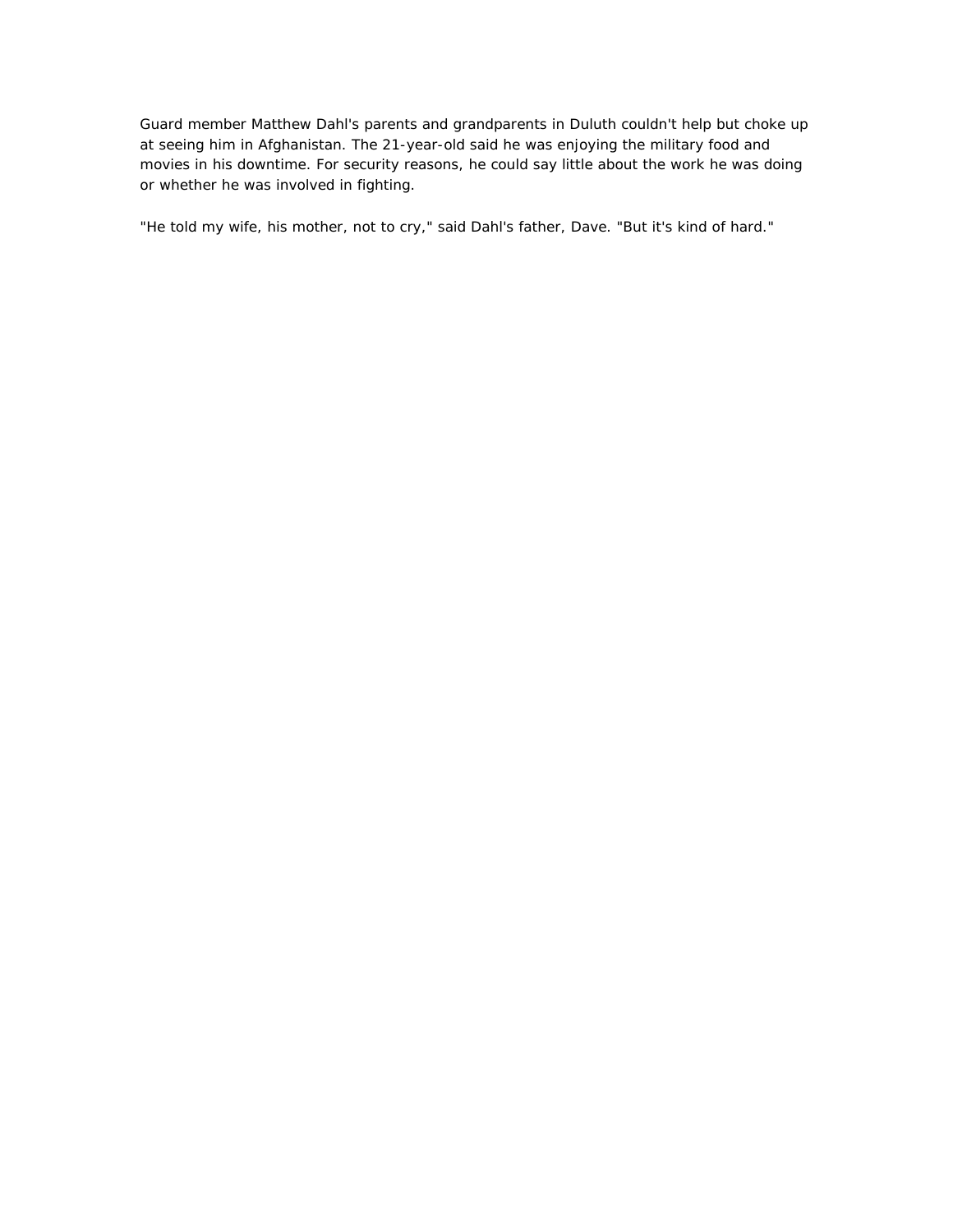Guard member Matthew Dahl's parents and grandparents in Duluth couldn't help but choke up at seeing him in Afghanistan. The 21-year-old said he was enjoying the military food and movies in his downtime. For security reasons, he could say little about the work he was doing or whether he was involved in fighting.

"He told my wife, his mother, not to cry," said Dahl's father, Dave. "But it's kind of hard."